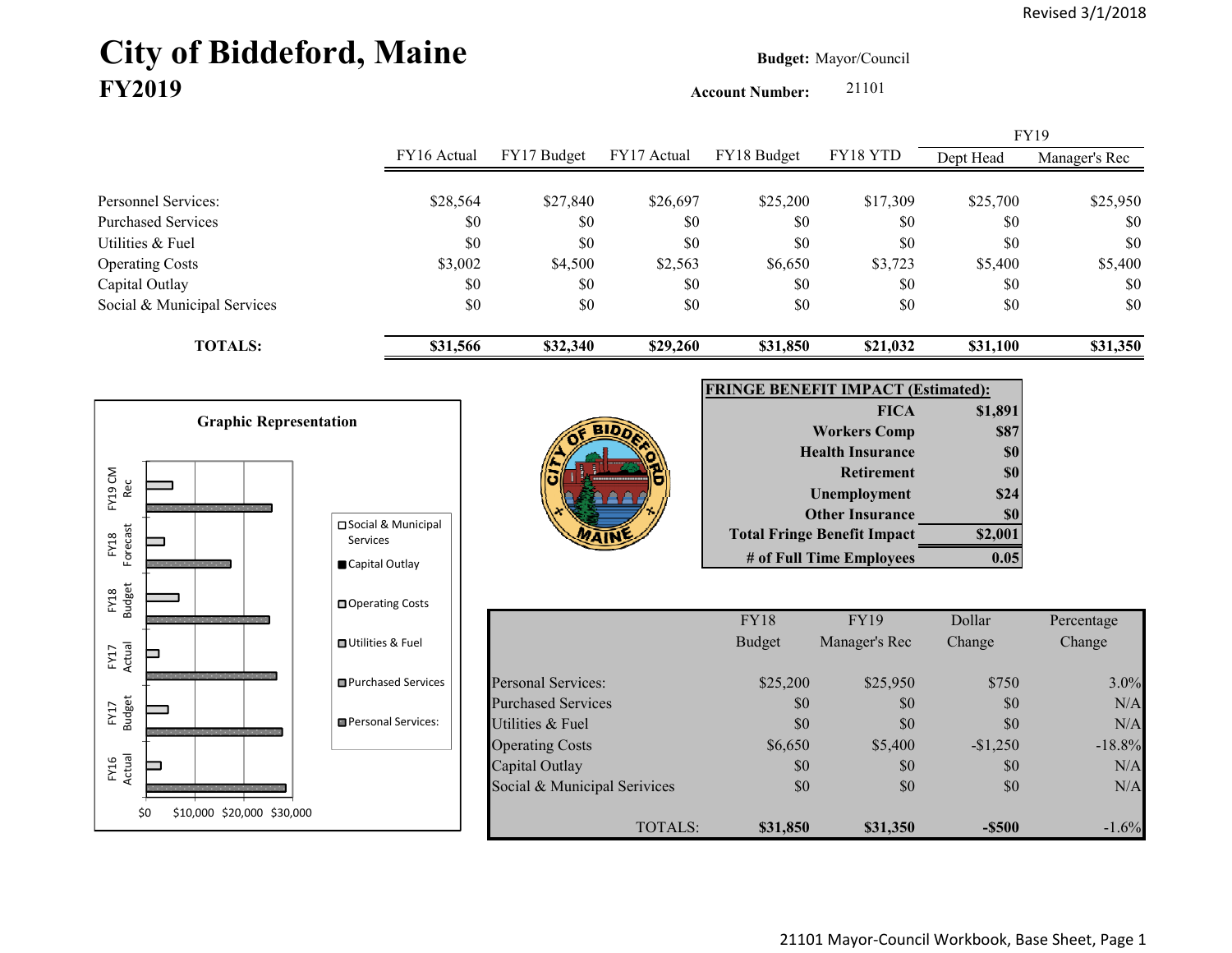Revised 3/1/2018

# City of Biddeford, Maine
## FY2019

**Budget:** Mayor/Council

**Account Number:** 21101

| | FY16 Actual | FY17 Budget | FY17 Actual | FY18 Budget | FY18 YTD | FY19 Dept Head | FY19 Manager's Rec |
|---|---|---|---|---|---|---|---|
| Personnel Services: | $28,564 | $27,840 | $26,697 | $25,200 | $17,309 | $25,700 | $25,950 |
| Purchased Services | $0 | $0 | $0 | $0 | $0 | $0 | $0 |
| Utilities & Fuel | $0 | $0 | $0 | $0 | $0 | $0 | $0 |
| Operating Costs | $3,002 | $4,500 | $2,563 | $6,650 | $3,723 | $5,400 | $5,400 |
| Capital Outlay | $0 | $0 | $0 | $0 | $0 | $0 | $0 |
| Social & Municipal Services | $0 | $0 | $0 | $0 | $0 | $0 | $0 |
| **TOTALS:** | **$31,566** | **$32,340** | **$29,260** | **$31,850** | **$21,032** | **$31,100** | **$31,350** |

**Graphic Representation**

FY19 CM Rec
FY18 Forecast
FY18 Budget
FY17 Actual
FY17 Budget
FY16 Actual

$0 $10,000 $20,000 $30,000

Social & Municipal Services
Capital Outlay
Operating Costs
Utilities & Fuel
Purchased Services
Personal Services:

| FRINGE BENEFIT IMPACT (Estimated): | |
|---|---|
| FICA | $1,891 |
| Workers Comp | $87 |
| Health Insurance | $0 |
| Retirement | $0 |
| Unemployment | $24 |
| Other Insurance | $0 |
| **Total Fringe Benefit Impact** | **$2,001** |
| **# of Full Time Employees** | **0.05** |

| | FY18 Budget | FY19 Manager's Rec | Dollar Change | Percentage Change |
|---|---|---|---|---|
| Personal Services: | $25,200 | $25,950 | $750 | 3.0% |
| Purchased Services | $0 | $0 | $0 | N/A |
| Utilities & Fuel | $0 | $0 | $0 | N/A |
| Operating Costs | $6,650 | $5,400 | -$1,250 | -18.8% |
| Capital Outlay | $0 | $0 | $0 | N/A |
| Social & Municipal Services | $0 | $0 | $0 | N/A |
| TOTALS: | **$31,850** | **$31,350** | **-$500** | -1.6% |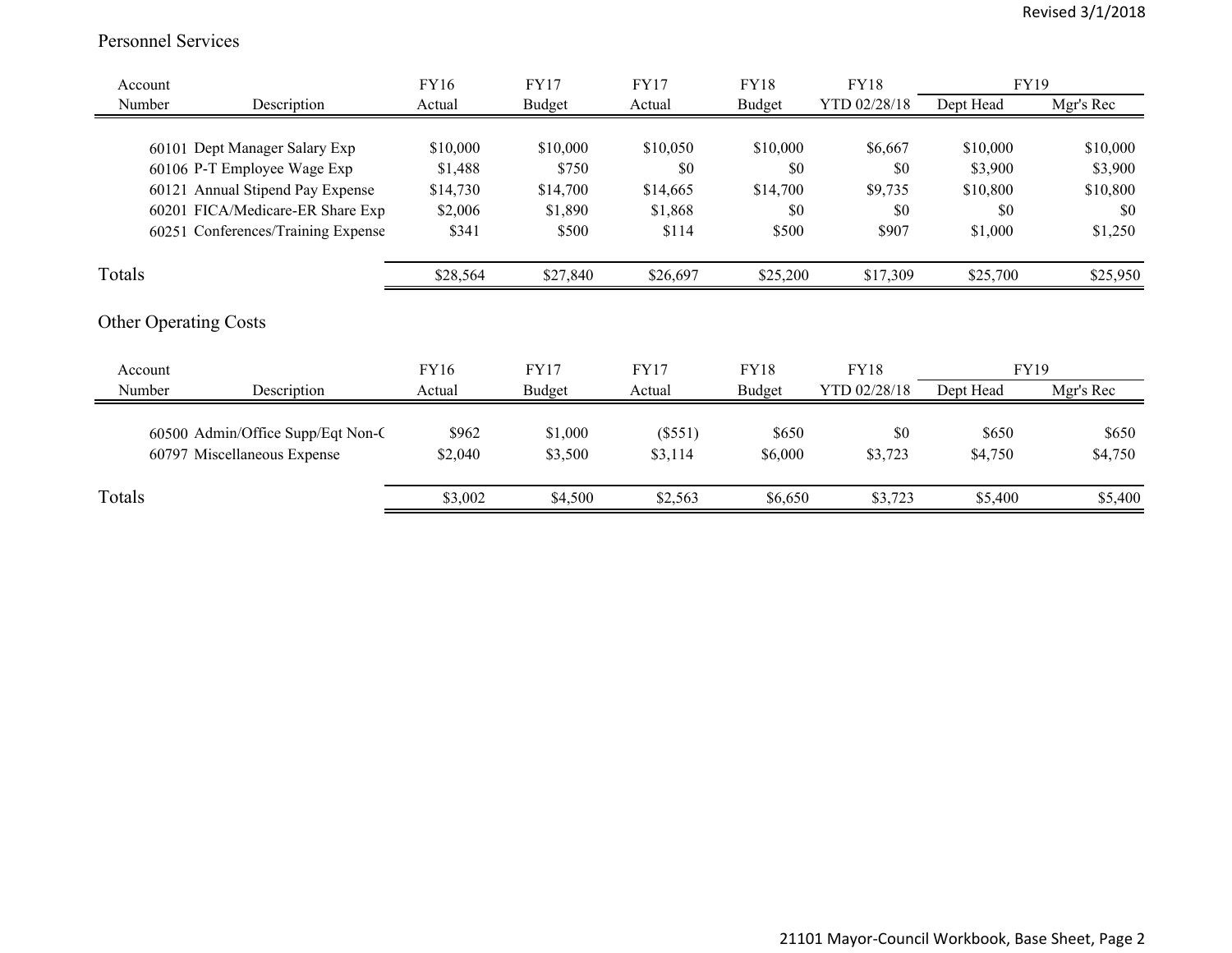## Personnel Services

| Account Number | Description | FY16 Actual | FY17 Budget | FY17 Actual | FY18 Budget | FY18 YTD 02/28/18 | FY19 Dept Head | FY19 Mgr's Rec |
|---|---|---|---|---|---|---|---|---|
| 60101 | Dept Manager Salary Exp | $10,000 | $10,000 | $10,050 | $10,000 | $6,667 | $10,000 | $10,000 |
| 60106 | P-T Employee Wage Exp | $1,488 | $750 | $0 | $0 | $0 | $3,900 | $3,900 |
| 60121 | Annual Stipend Pay Expense | $14,730 | $14,700 | $14,665 | $14,700 | $9,735 | $10,800 | $10,800 |
| 60201 | FICA/Medicare-ER Share Exp | $2,006 | $1,890 | $1,868 | $0 | $0 | $0 | $0 |
| 60251 | Conferences/Training Expense | $341 | $500 | $114 | $500 | $907 | $1,000 | $1,250 |
| Totals | | $28,564 | $27,840 | $26,697 | $25,200 | $17,309 | $25,700 | $25,950 |

## Other Operating Costs

| Account Number | Description | FY16 Actual | FY17 Budget | FY17 Actual | FY18 Budget | FY18 YTD 02/28/18 | FY19 Dept Head | FY19 Mgr's Rec |
|---|---|---|---|---|---|---|---|---|
| 60500 | Admin/Office Supp/Eqt Non-C | $962 | $1,000 | ($551) | $650 | $0 | $650 | $650 |
| 60797 | Miscellaneous Expense | $2,040 | $3,500 | $3,114 | $6,000 | $3,723 | $4,750 | $4,750 |
| Totals | | $3,002 | $4,500 | $2,563 | $6,650 | $3,723 | $5,400 | $5,400 |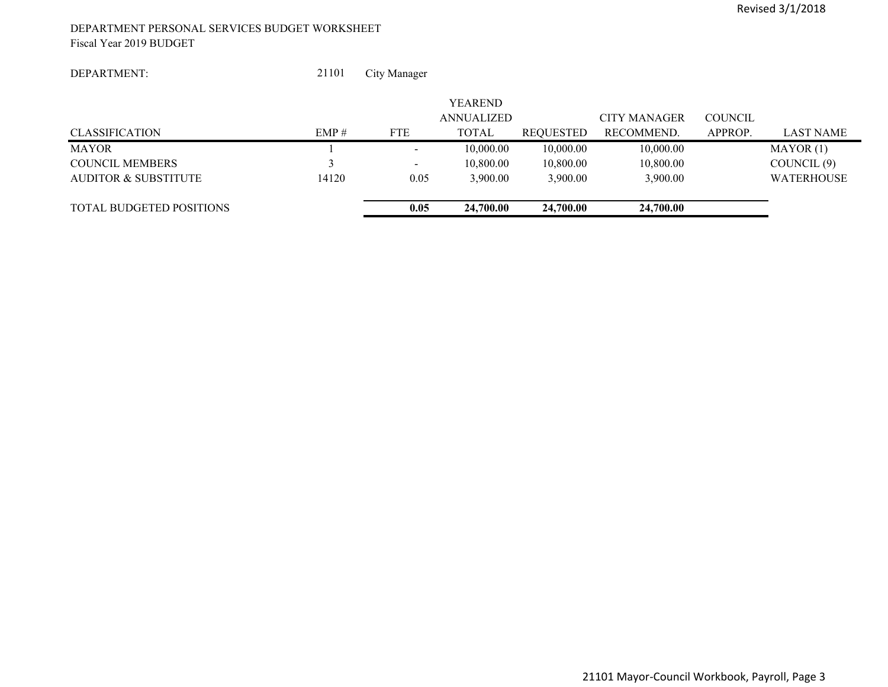DEPARTMENT PERSONAL SERVICES BUDGET WORKSHEET
Fiscal Year 2019 BUDGET

DEPARTMENT: 21101 City Manager

| CLASSIFICATION | EMP # | FTE | YEAREND ANNUALIZED TOTAL | REQUESTED | CITY MANAGER RECOMMEND. | COUNCIL APPROP. | LAST NAME |
|---|---|---|---|---|---|---|---|
| MAYOR | 1 | - | 10,000.00 | 10,000.00 | 10,000.00 | | MAYOR (1) |
| COUNCIL MEMBERS | 3 | - | 10,800.00 | 10,800.00 | 10,800.00 | | COUNCIL (9) |
| AUDITOR & SUBSTITUTE | 14120 | 0.05 | 3,900.00 | 3,900.00 | 3,900.00 | | WATERHOUSE |
| TOTAL BUDGETED POSITIONS | | **0.05** | **24,700.00** | **24,700.00** | **24,700.00** | | |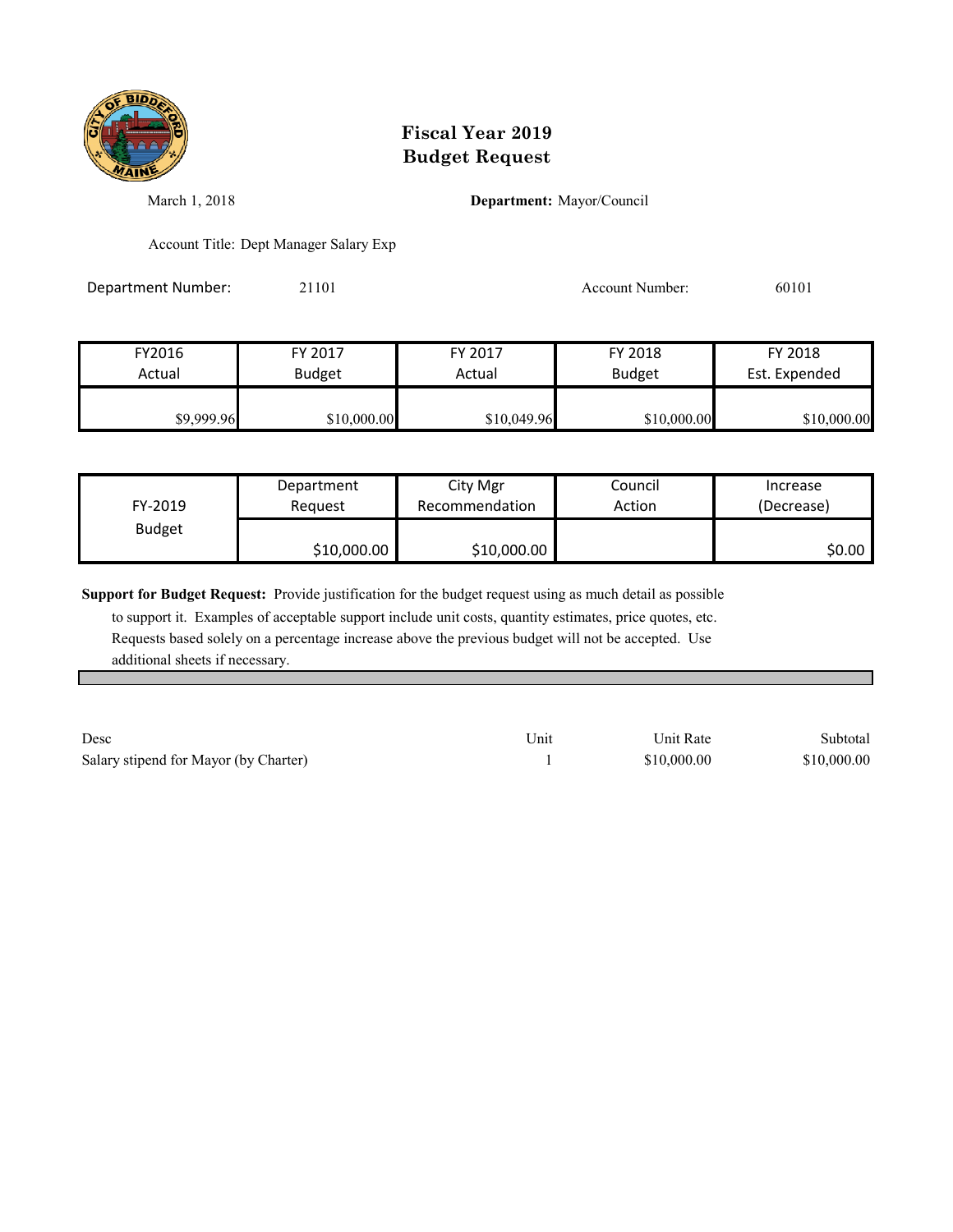# Fiscal Year 2019
# Budget Request

March 1, 2018

**Department:** Mayor/Council

Account Title: Dept Manager Salary Exp

Department Number: 21101

Account Number: 60101

| FY2016 Actual | FY 2017 Budget | FY 2017 Actual | FY 2018 Budget | FY 2018 Est. Expended |
|---|---|---|---|---|
| $9,999.96 | $10,000.00 | $10,049.96 | $10,000.00 | $10,000.00 |

| FY-2019 Budget | Department Request | City Mgr Recommendation | Council Action | Increase (Decrease) |
|---|---|---|---|---|
| | $10,000.00 | $10,000.00 | | $0.00 |

**Support for Budget Request:** Provide justification for the budget request using as much detail as possible to support it. Examples of acceptable support include unit costs, quantity estimates, price quotes, etc. Requests based solely on a percentage increase above the previous budget will not be accepted. Use additional sheets if necessary.

| Desc | Unit | Unit Rate | Subtotal |
|---|---|---|---|
| Salary stipend for Mayor (by Charter) | 1 | $10,000.00 | $10,000.00 |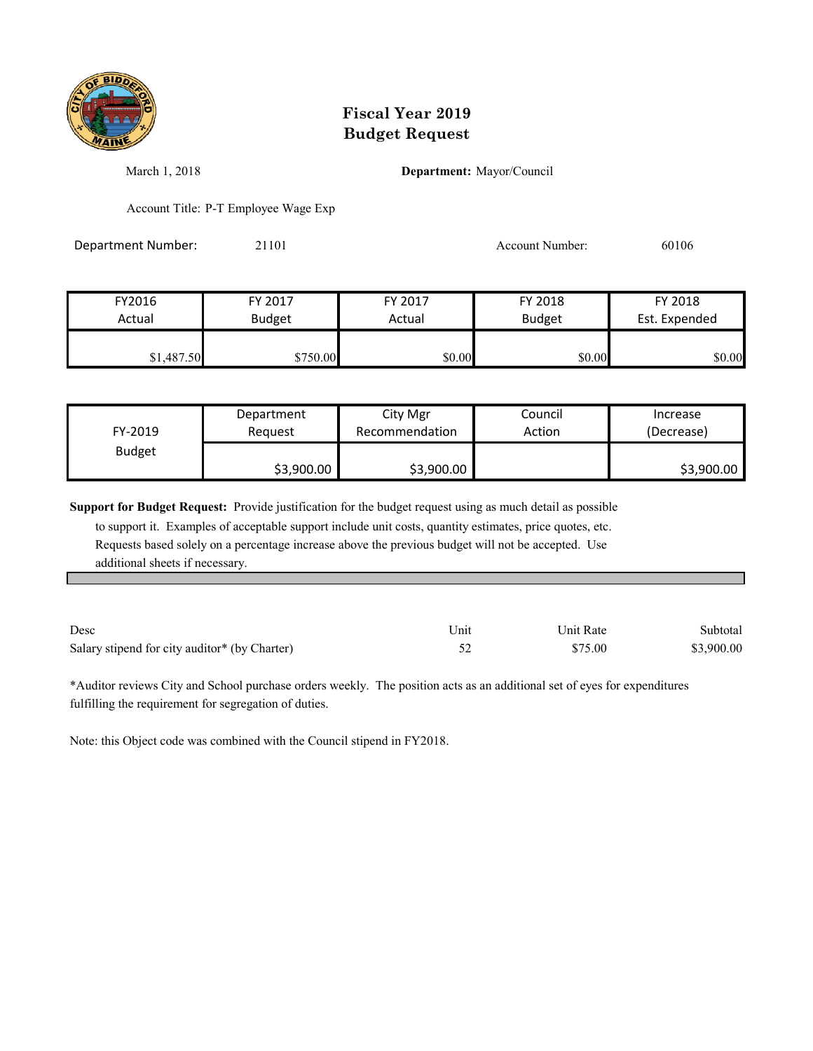# Fiscal Year 2019
# Budget Request

March 1, 2018

**Department:** Mayor/Council

Account Title: P-T Employee Wage Exp

Department Number: 21101

Account Number: 60106

| FY2016 Actual | FY 2017 Budget | FY 2017 Actual | FY 2018 Budget | FY 2018 Est. Expended |
|---|---|---|---|---|
| $1,487.50 | $750.00 | $0.00 | $0.00 | $0.00 |

| FY-2019 Budget | Department Request | City Mgr Recommendation | Council Action | Increase (Decrease) |
|---|---|---|---|---|
| | $3,900.00 | $3,900.00 | | $3,900.00 |

**Support for Budget Request:** Provide justification for the budget request using as much detail as possible to support it. Examples of acceptable support include unit costs, quantity estimates, price quotes, etc. Requests based solely on a percentage increase above the previous budget will not be accepted. Use additional sheets if necessary.

| Desc | Unit | Unit Rate | Subtotal |
|---|---|---|---|
| Salary stipend for city auditor* (by Charter) | 52 | $75.00 | $3,900.00 |

*Auditor reviews City and School purchase orders weekly. The position acts as an additional set of eyes for expenditures fulfilling the requirement for segregation of duties.

Note: this Object code was combined with the Council stipend in FY2018.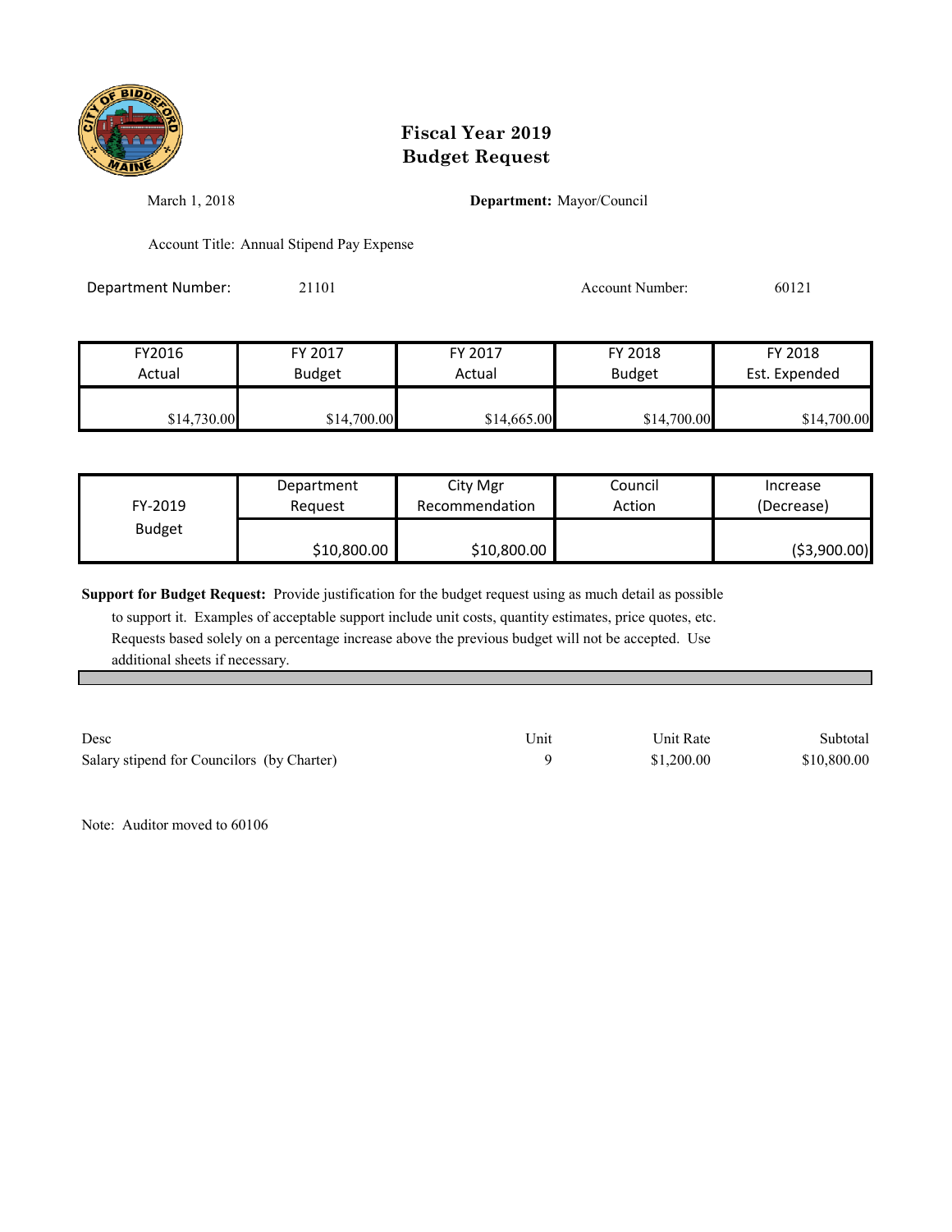# Fiscal Year 2019
# Budget Request

March 1, 2018

**Department:** Mayor/Council

Account Title: Annual Stipend Pay Expense

Department Number: 21101

Account Number: 60121

| FY2016 Actual | FY 2017 Budget | FY 2017 Actual | FY 2018 Budget | FY 2018 Est. Expended |
|---|---|---|---|---|
| $14,730.00 | $14,700.00 | $14,665.00 | $14,700.00 | $14,700.00 |

| FY-2019 Budget | Department Request | City Mgr Recommendation | Council Action | Increase (Decrease) |
|---|---|---|---|---|
| | $10,800.00 | $10,800.00 | | ($3,900.00) |

**Support for Budget Request:** Provide justification for the budget request using as much detail as possible to support it. Examples of acceptable support include unit costs, quantity estimates, price quotes, etc. Requests based solely on a percentage increase above the previous budget will not be accepted. Use additional sheets if necessary.

| Desc | Unit | Unit Rate | Subtotal |
|---|---|---|---|
| Salary stipend for Councilors (by Charter) | 9 | $1,200.00 | $10,800.00 |

Note: Auditor moved to 60106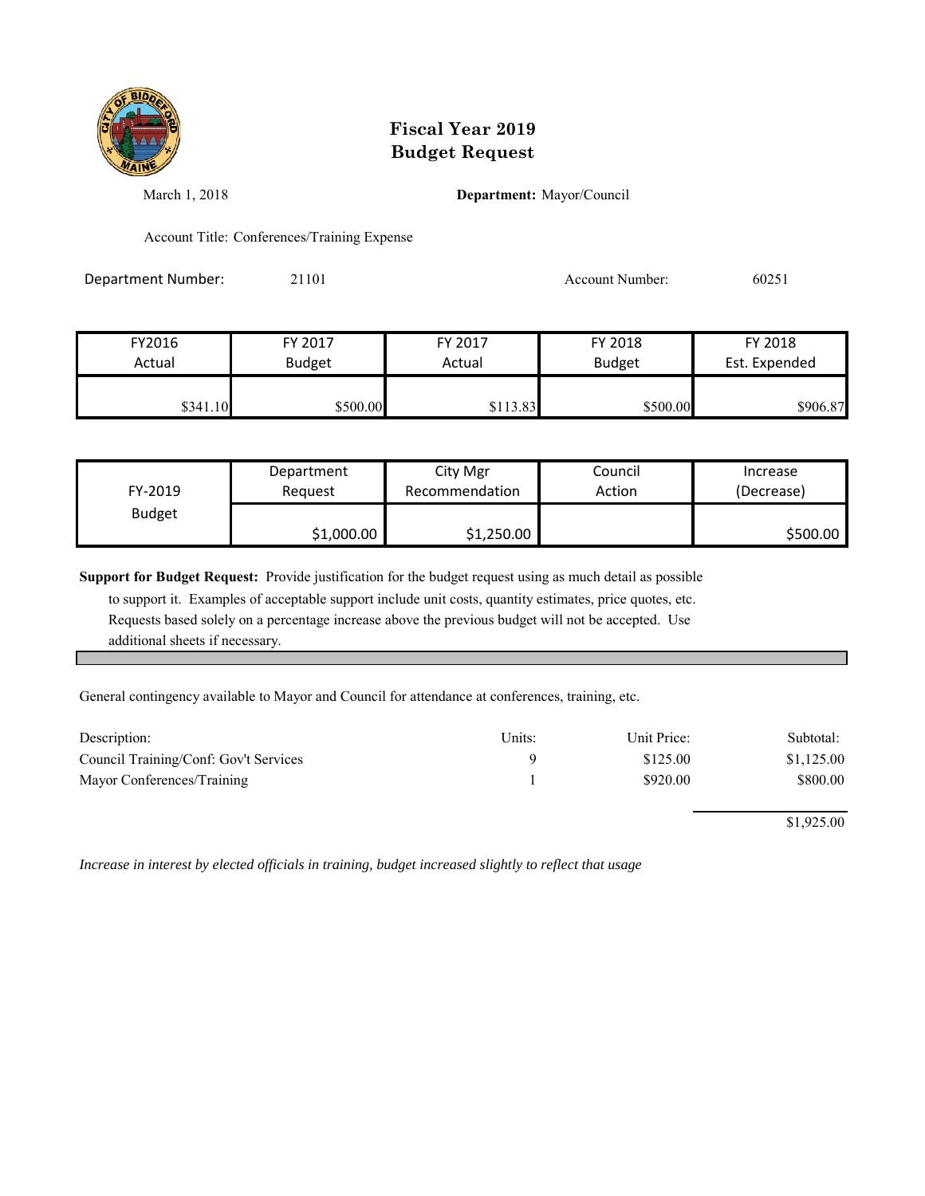# Fiscal Year 2019
# Budget Request

March 1, 2018

**Department:** Mayor/Council

Account Title: Conferences/Training Expense

Department Number: 21101

Account Number: 60251

| FY2016 Actual | FY 2017 Budget | FY 2017 Actual | FY 2018 Budget | FY 2018 Est. Expended |
|---|---|---|---|---|
| $341.10 | $500.00 | $113.83 | $500.00 | $906.87 |

| FY-2019 Budget | Department Request | City Mgr Recommendation | Council Action | Increase (Decrease) |
|---|---|---|---|---|
| | $1,000.00 | $1,250.00 | | $500.00 |

**Support for Budget Request:** Provide justification for the budget request using as much detail as possible to support it. Examples of acceptable support include unit costs, quantity estimates, price quotes, etc. Requests based solely on a percentage increase above the previous budget will not be accepted. Use additional sheets if necessary.

General contingency available to Mayor and Council for attendance at conferences, training, etc.

| Description: | Units: | Unit Price: | Subtotal: |
|---|---|---|---|
| Council Training/Conf: Gov't Services | 9 | $125.00 | $1,125.00 |
| Mayor Conferences/Training | 1 | $920.00 | $800.00 |
| | | | $1,925.00 |

*Increase in interest by elected officials in training, budget increased slightly to reflect that usage*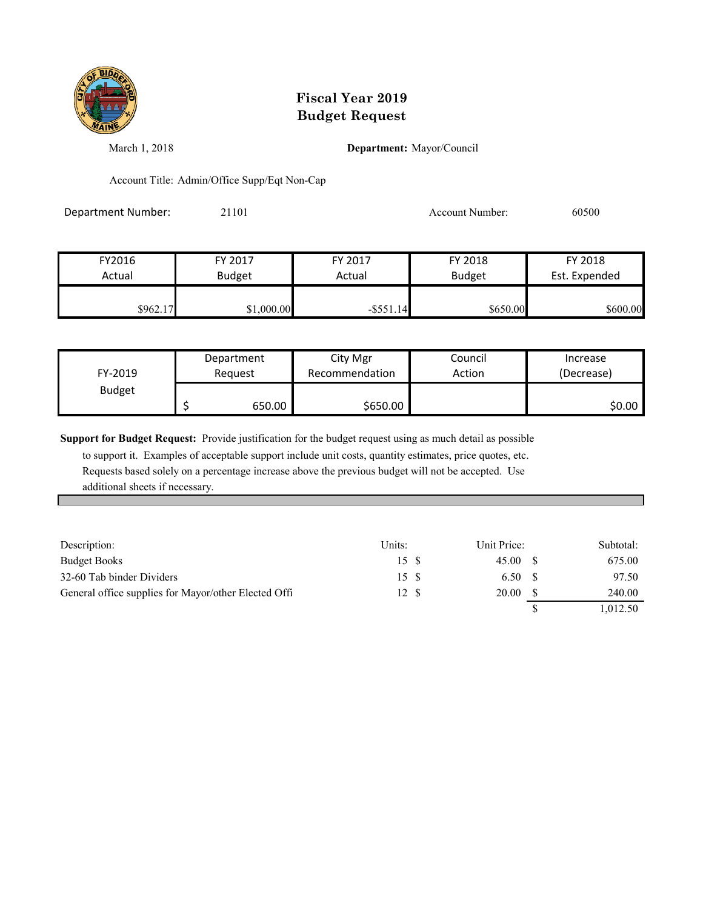# Fiscal Year 2019
# Budget Request

March 1, 2018

**Department:** Mayor/Council

Account Title: Admin/Office Supp/Eqt Non-Cap

Department Number: 21101

Account Number: 60500

| FY2016 Actual | FY 2017 Budget | FY 2017 Actual | FY 2018 Budget | FY 2018 Est. Expended |
|---|---|---|---|---|
| $962.17 | $1,000.00 | -$551.14 | $650.00 | $600.00 |

| FY-2019 Budget | Department Request | City Mgr Recommendation | Council Action | Increase (Decrease) |
|---|---|---|---|---|
| | $ 650.00 | $650.00 | | $0.00 |

**Support for Budget Request:** Provide justification for the budget request using as much detail as possible to support it. Examples of acceptable support include unit costs, quantity estimates, price quotes, etc. Requests based solely on a percentage increase above the previous budget will not be accepted. Use additional sheets if necessary.

| Description: | Units: | Unit Price: | Subtotal: |
|---|---|---|---|
| Budget Books | 15 | $ 45.00 | $ 675.00 |
| 32-60 Tab binder Dividers | 15 | $ 6.50 | $ 97.50 |
| General office supplies for Mayor/other Elected Offi | 12 | $ 20.00 | $ 240.00 |
| | | | $ 1,012.50 |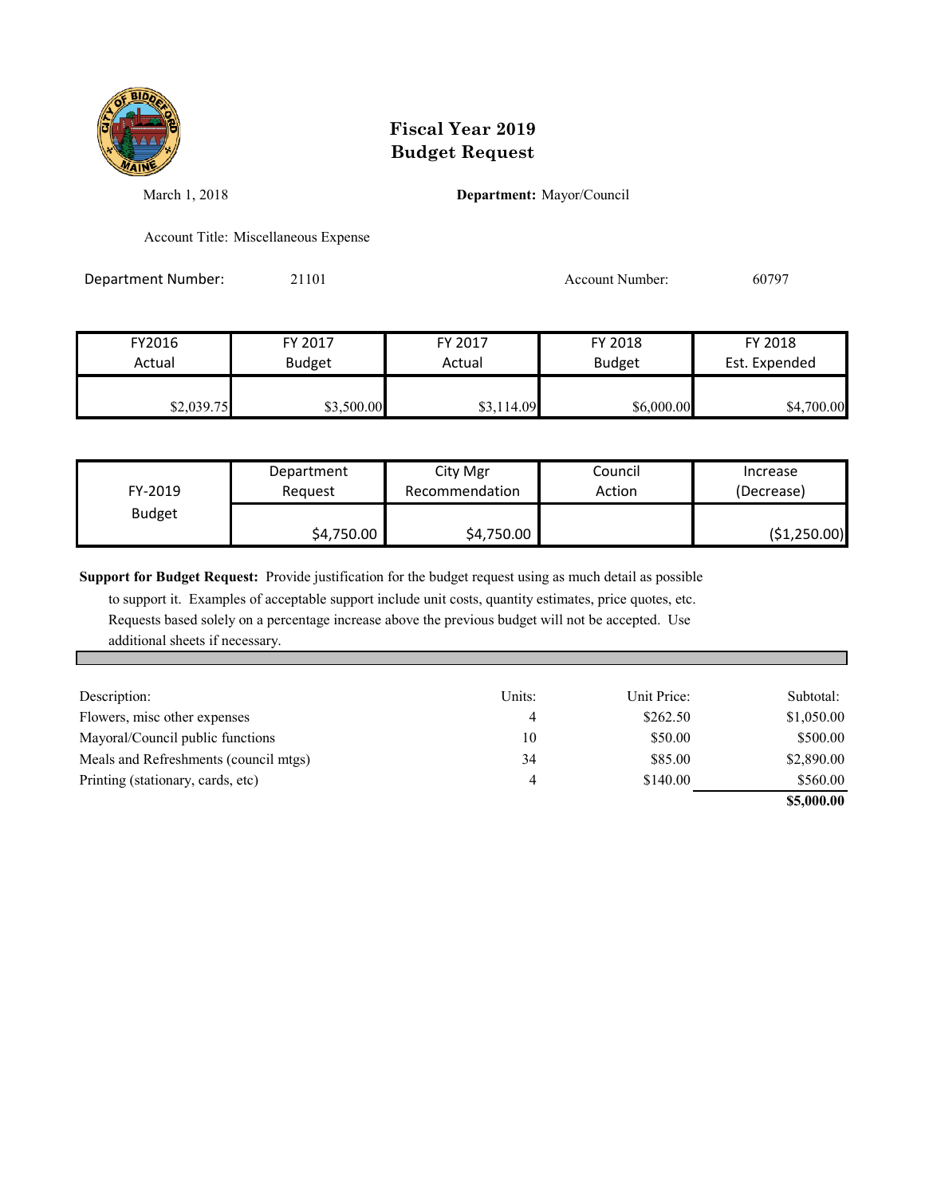# Fiscal Year 2019
# Budget Request

March 1, 2018

**Department:** Mayor/Council

Account Title: Miscellaneous Expense

Department Number: 21101

Account Number: 60797

| FY2016 Actual | FY 2017 Budget | FY 2017 Actual | FY 2018 Budget | FY 2018 Est. Expended |
|---|---|---|---|---|
| $2,039.75 | $3,500.00 | $3,114.09 | $6,000.00 | $4,700.00 |

| FY-2019 Budget | Department Request | City Mgr Recommendation | Council Action | Increase (Decrease) |
|---|---|---|---|---|
| | $4,750.00 | $4,750.00 | | ($1,250.00) |

**Support for Budget Request:** Provide justification for the budget request using as much detail as possible to support it. Examples of acceptable support include unit costs, quantity estimates, price quotes, etc. Requests based solely on a percentage increase above the previous budget will not be accepted. Use additional sheets if necessary.

| Description: | Units: | Unit Price: | Subtotal: |
|---|---|---|---|
| Flowers, misc other expenses | 4 | $262.50 | $1,050.00 |
| Mayoral/Council public functions | 10 | $50.00 | $500.00 |
| Meals and Refreshments (council mtgs) | 34 | $85.00 | $2,890.00 |
| Printing (stationary, cards, etc) | 4 | $140.00 | $560.00 |
| | | | **$5,000.00** |